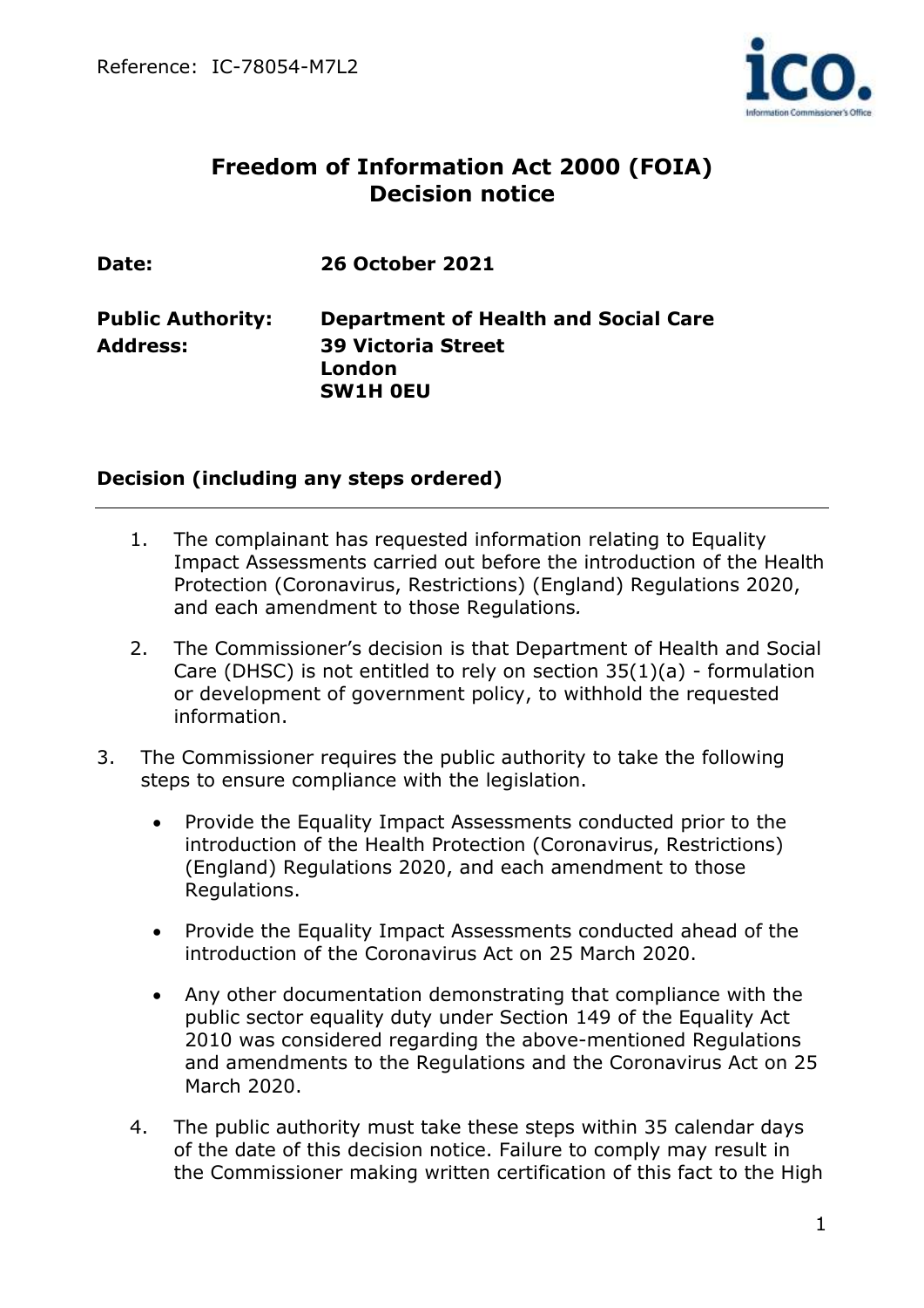Reference: IC-78054-M7L2

# Freedom of Information Act 2000 (FOIA) Decision notice

**Date:** **26 October 2021**

**Public Authority:** **Department of Health and Social Care**
**Address:** **39 Victoria Street**
**London**
**SW1H 0EU**

## Decision (including any steps ordered)

1. The complainant has requested information relating to Equality Impact Assessments carried out before the introduction of the Health Protection (Coronavirus, Restrictions) (England) Regulations 2020, and each amendment to those Regulations*.*

2. The Commissioner's decision is that Department of Health and Social Care (DHSC) is not entitled to rely on section 35(1)(a) - formulation or development of government policy, to withhold the requested information.

3. The Commissioner requires the public authority to take the following steps to ensure compliance with the legislation.

   - Provide the Equality Impact Assessments conducted prior to the introduction of the Health Protection (Coronavirus, Restrictions) (England) Regulations 2020, and each amendment to those Regulations.

   - Provide the Equality Impact Assessments conducted ahead of the introduction of the Coronavirus Act on 25 March 2020.

   - Any other documentation demonstrating that compliance with the public sector equality duty under Section 149 of the Equality Act 2010 was considered regarding the above-mentioned Regulations and amendments to the Regulations and the Coronavirus Act on 25 March 2020.

4. The public authority must take these steps within 35 calendar days of the date of this decision notice. Failure to comply may result in the Commissioner making written certification of this fact to the High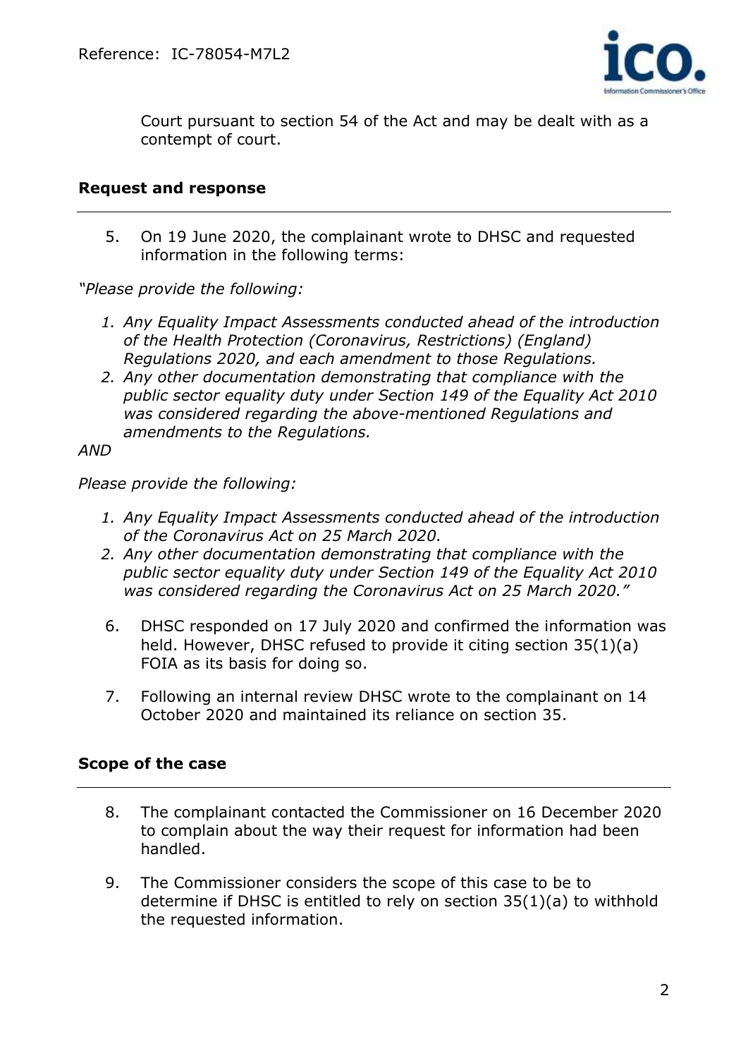Court pursuant to section 54 of the Act and may be dealt with as a contempt of court.

## Request and response

5. On 19 June 2020, the complainant wrote to DHSC and requested information in the following terms:

*"Please provide the following:*

1. *Any Equality Impact Assessments conducted ahead of the introduction of the Health Protection (Coronavirus, Restrictions) (England) Regulations 2020, and each amendment to those Regulations.*
2. *Any other documentation demonstrating that compliance with the public sector equality duty under Section 149 of the Equality Act 2010 was considered regarding the above-mentioned Regulations and amendments to the Regulations.*

*AND*

*Please provide the following:*

1. *Any Equality Impact Assessments conducted ahead of the introduction of the Coronavirus Act on 25 March 2020.*
2. *Any other documentation demonstrating that compliance with the public sector equality duty under Section 149 of the Equality Act 2010 was considered regarding the Coronavirus Act on 25 March 2020."*

6. DHSC responded on 17 July 2020 and confirmed the information was held. However, DHSC refused to provide it citing section 35(1)(a) FOIA as its basis for doing so.

7. Following an internal review DHSC wrote to the complainant on 14 October 2020 and maintained its reliance on section 35.

## Scope of the case

8. The complainant contacted the Commissioner on 16 December 2020 to complain about the way their request for information had been handled.

9. The Commissioner considers the scope of this case to be to determine if DHSC is entitled to rely on section 35(1)(a) to withhold the requested information.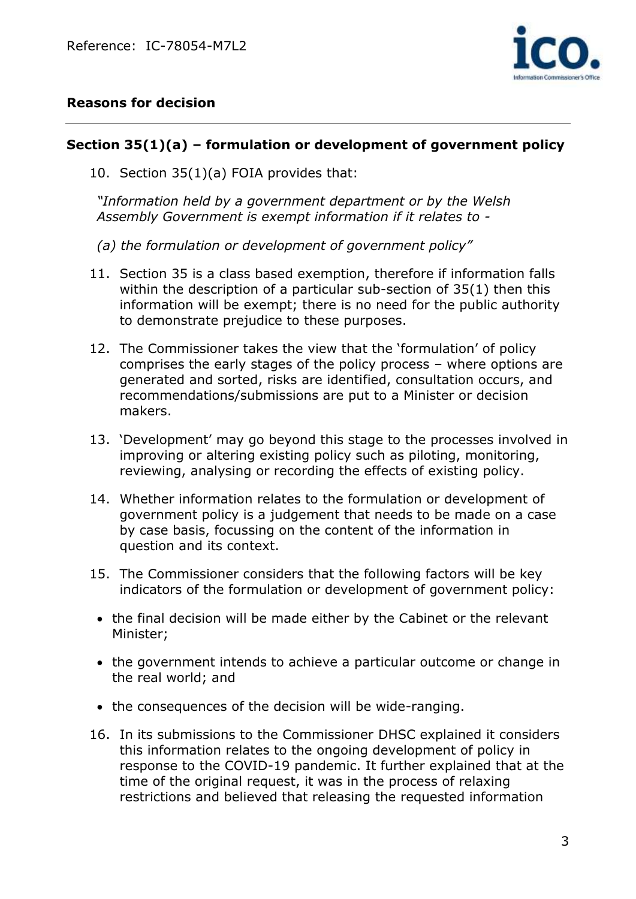## Reasons for decision

### Section 35(1)(a) – formulation or development of government policy

10. Section 35(1)(a) FOIA provides that:

*"Information held by a government department or by the Welsh Assembly Government is exempt information if it relates to -*

*(a) the formulation or development of government policy"*

11. Section 35 is a class based exemption, therefore if information falls within the description of a particular sub-section of 35(1) then this information will be exempt; there is no need for the public authority to demonstrate prejudice to these purposes.

12. The Commissioner takes the view that the 'formulation' of policy comprises the early stages of the policy process – where options are generated and sorted, risks are identified, consultation occurs, and recommendations/submissions are put to a Minister or decision makers.

13. 'Development' may go beyond this stage to the processes involved in improving or altering existing policy such as piloting, monitoring, reviewing, analysing or recording the effects of existing policy.

14. Whether information relates to the formulation or development of government policy is a judgement that needs to be made on a case by case basis, focussing on the content of the information in question and its context.

15. The Commissioner considers that the following factors will be key indicators of the formulation or development of government policy:

- the final decision will be made either by the Cabinet or the relevant Minister;
- the government intends to achieve a particular outcome or change in the real world; and
- the consequences of the decision will be wide-ranging.

16. In its submissions to the Commissioner DHSC explained it considers this information relates to the ongoing development of policy in response to the COVID-19 pandemic. It further explained that at the time of the original request, it was in the process of relaxing restrictions and believed that releasing the requested information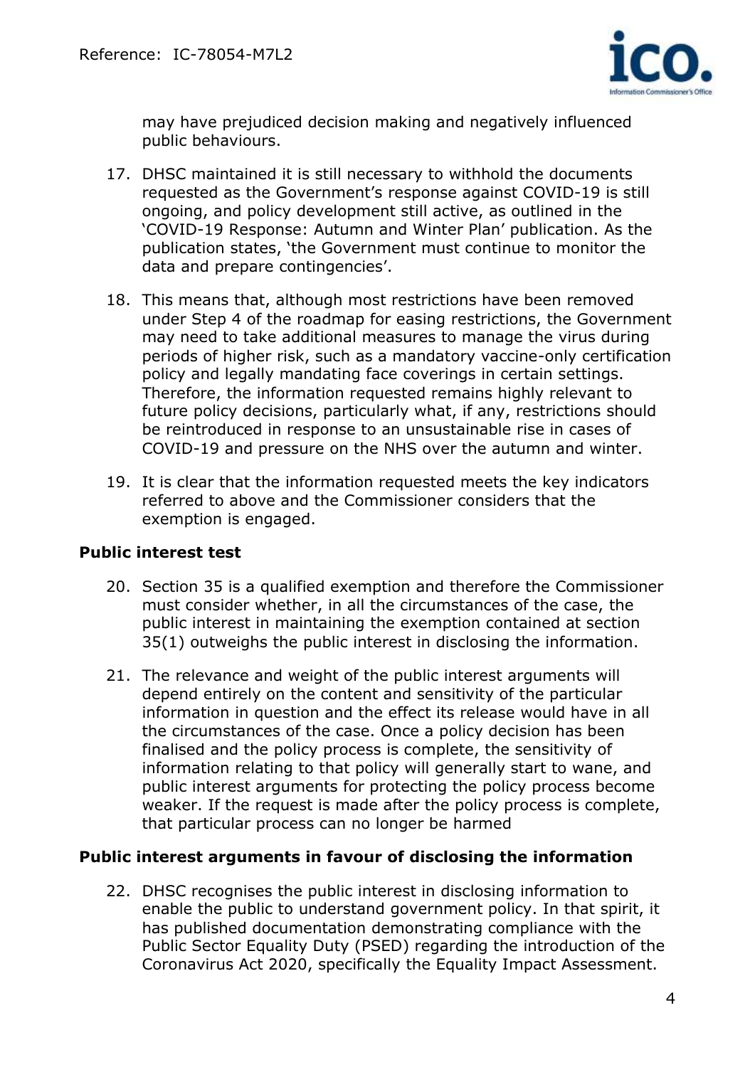may have prejudiced decision making and negatively influenced public behaviours.

17. DHSC maintained it is still necessary to withhold the documents requested as the Government's response against COVID-19 is still ongoing, and policy development still active, as outlined in the 'COVID-19 Response: Autumn and Winter Plan' publication. As the publication states, 'the Government must continue to monitor the data and prepare contingencies'.

18. This means that, although most restrictions have been removed under Step 4 of the roadmap for easing restrictions, the Government may need to take additional measures to manage the virus during periods of higher risk, such as a mandatory vaccine-only certification policy and legally mandating face coverings in certain settings. Therefore, the information requested remains highly relevant to future policy decisions, particularly what, if any, restrictions should be reintroduced in response to an unsustainable rise in cases of COVID-19 and pressure on the NHS over the autumn and winter.

19. It is clear that the information requested meets the key indicators referred to above and the Commissioner considers that the exemption is engaged.

**Public interest test**

20. Section 35 is a qualified exemption and therefore the Commissioner must consider whether, in all the circumstances of the case, the public interest in maintaining the exemption contained at section 35(1) outweighs the public interest in disclosing the information.

21. The relevance and weight of the public interest arguments will depend entirely on the content and sensitivity of the particular information in question and the effect its release would have in all the circumstances of the case. Once a policy decision has been finalised and the policy process is complete, the sensitivity of information relating to that policy will generally start to wane, and public interest arguments for protecting the policy process become weaker. If the request is made after the policy process is complete, that particular process can no longer be harmed

**Public interest arguments in favour of disclosing the information**

22. DHSC recognises the public interest in disclosing information to enable the public to understand government policy. In that spirit, it has published documentation demonstrating compliance with the Public Sector Equality Duty (PSED) regarding the introduction of the Coronavirus Act 2020, specifically the Equality Impact Assessment.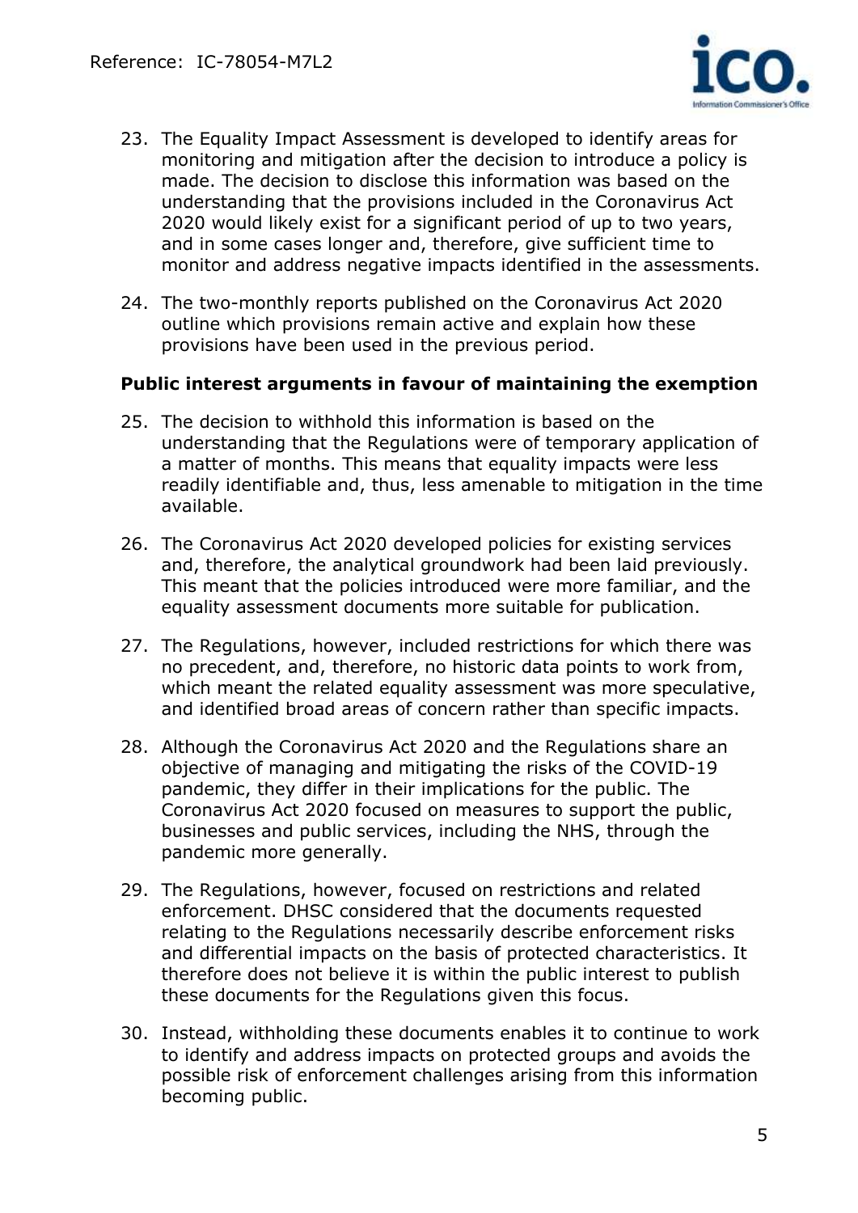23. The Equality Impact Assessment is developed to identify areas for monitoring and mitigation after the decision to introduce a policy is made. The decision to disclose this information was based on the understanding that the provisions included in the Coronavirus Act 2020 would likely exist for a significant period of up to two years, and in some cases longer and, therefore, give sufficient time to monitor and address negative impacts identified in the assessments.

24. The two-monthly reports published on the Coronavirus Act 2020 outline which provisions remain active and explain how these provisions have been used in the previous period.

**Public interest arguments in favour of maintaining the exemption**

25. The decision to withhold this information is based on the understanding that the Regulations were of temporary application of a matter of months. This means that equality impacts were less readily identifiable and, thus, less amenable to mitigation in the time available.

26. The Coronavirus Act 2020 developed policies for existing services and, therefore, the analytical groundwork had been laid previously. This meant that the policies introduced were more familiar, and the equality assessment documents more suitable for publication.

27. The Regulations, however, included restrictions for which there was no precedent, and, therefore, no historic data points to work from, which meant the related equality assessment was more speculative, and identified broad areas of concern rather than specific impacts.

28. Although the Coronavirus Act 2020 and the Regulations share an objective of managing and mitigating the risks of the COVID-19 pandemic, they differ in their implications for the public. The Coronavirus Act 2020 focused on measures to support the public, businesses and public services, including the NHS, through the pandemic more generally.

29. The Regulations, however, focused on restrictions and related enforcement. DHSC considered that the documents requested relating to the Regulations necessarily describe enforcement risks and differential impacts on the basis of protected characteristics. It therefore does not believe it is within the public interest to publish these documents for the Regulations given this focus.

30. Instead, withholding these documents enables it to continue to work to identify and address impacts on protected groups and avoids the possible risk of enforcement challenges arising from this information becoming public.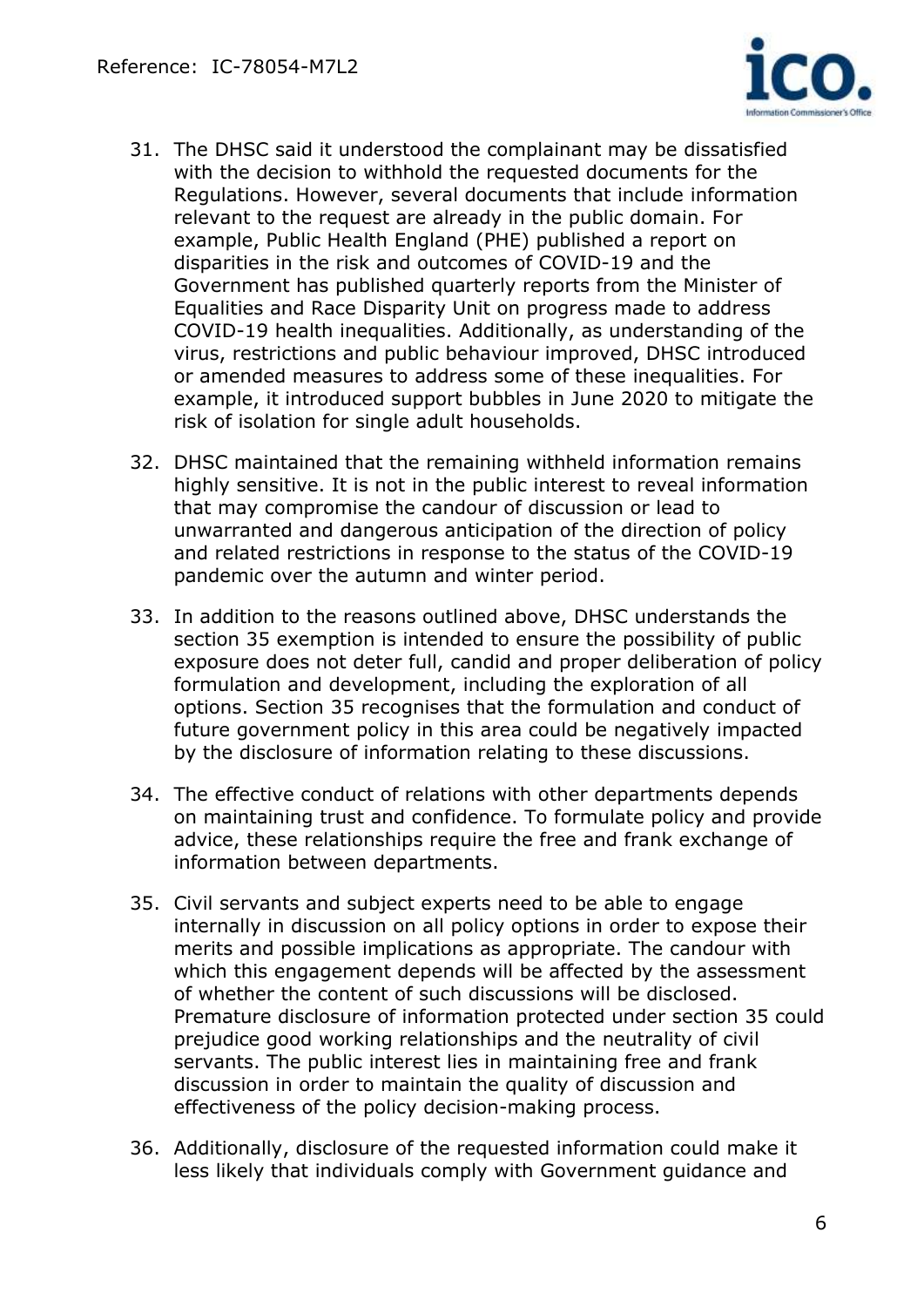31. The DHSC said it understood the complainant may be dissatisfied with the decision to withhold the requested documents for the Regulations. However, several documents that include information relevant to the request are already in the public domain. For example, Public Health England (PHE) published a report on disparities in the risk and outcomes of COVID-19 and the Government has published quarterly reports from the Minister of Equalities and Race Disparity Unit on progress made to address COVID-19 health inequalities. Additionally, as understanding of the virus, restrictions and public behaviour improved, DHSC introduced or amended measures to address some of these inequalities. For example, it introduced support bubbles in June 2020 to mitigate the risk of isolation for single adult households.

32. DHSC maintained that the remaining withheld information remains highly sensitive. It is not in the public interest to reveal information that may compromise the candour of discussion or lead to unwarranted and dangerous anticipation of the direction of policy and related restrictions in response to the status of the COVID-19 pandemic over the autumn and winter period.

33. In addition to the reasons outlined above, DHSC understands the section 35 exemption is intended to ensure the possibility of public exposure does not deter full, candid and proper deliberation of policy formulation and development, including the exploration of all options. Section 35 recognises that the formulation and conduct of future government policy in this area could be negatively impacted by the disclosure of information relating to these discussions.

34. The effective conduct of relations with other departments depends on maintaining trust and confidence. To formulate policy and provide advice, these relationships require the free and frank exchange of information between departments.

35. Civil servants and subject experts need to be able to engage internally in discussion on all policy options in order to expose their merits and possible implications as appropriate. The candour with which this engagement depends will be affected by the assessment of whether the content of such discussions will be disclosed. Premature disclosure of information protected under section 35 could prejudice good working relationships and the neutrality of civil servants. The public interest lies in maintaining free and frank discussion in order to maintain the quality of discussion and effectiveness of the policy decision-making process.

36. Additionally, disclosure of the requested information could make it less likely that individuals comply with Government guidance and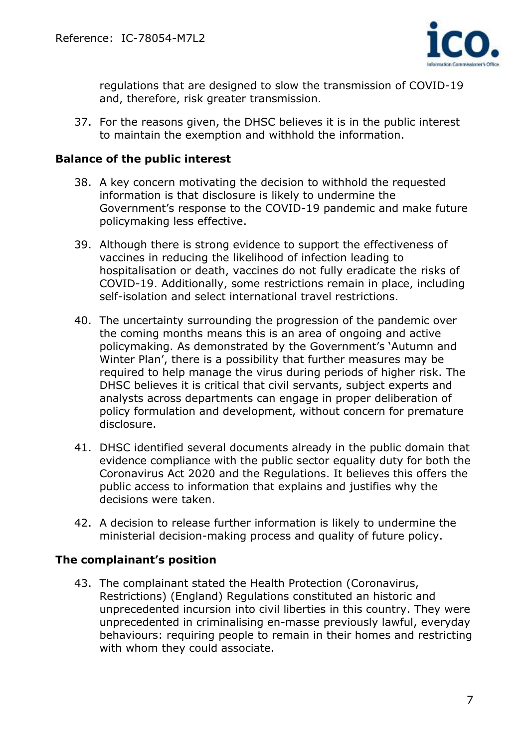regulations that are designed to slow the transmission of COVID-19 and, therefore, risk greater transmission.

37. For the reasons given, the DHSC believes it is in the public interest to maintain the exemption and withhold the information.

**Balance of the public interest**

38. A key concern motivating the decision to withhold the requested information is that disclosure is likely to undermine the Government's response to the COVID-19 pandemic and make future policymaking less effective.

39. Although there is strong evidence to support the effectiveness of vaccines in reducing the likelihood of infection leading to hospitalisation or death, vaccines do not fully eradicate the risks of COVID-19. Additionally, some restrictions remain in place, including self-isolation and select international travel restrictions.

40. The uncertainty surrounding the progression of the pandemic over the coming months means this is an area of ongoing and active policymaking. As demonstrated by the Government's 'Autumn and Winter Plan', there is a possibility that further measures may be required to help manage the virus during periods of higher risk. The DHSC believes it is critical that civil servants, subject experts and analysts across departments can engage in proper deliberation of policy formulation and development, without concern for premature disclosure.

41. DHSC identified several documents already in the public domain that evidence compliance with the public sector equality duty for both the Coronavirus Act 2020 and the Regulations. It believes this offers the public access to information that explains and justifies why the decisions were taken.

42. A decision to release further information is likely to undermine the ministerial decision-making process and quality of future policy.

**The complainant's position**

43. The complainant stated the Health Protection (Coronavirus, Restrictions) (England) Regulations constituted an historic and unprecedented incursion into civil liberties in this country. They were unprecedented in criminalising en-masse previously lawful, everyday behaviours: requiring people to remain in their homes and restricting with whom they could associate.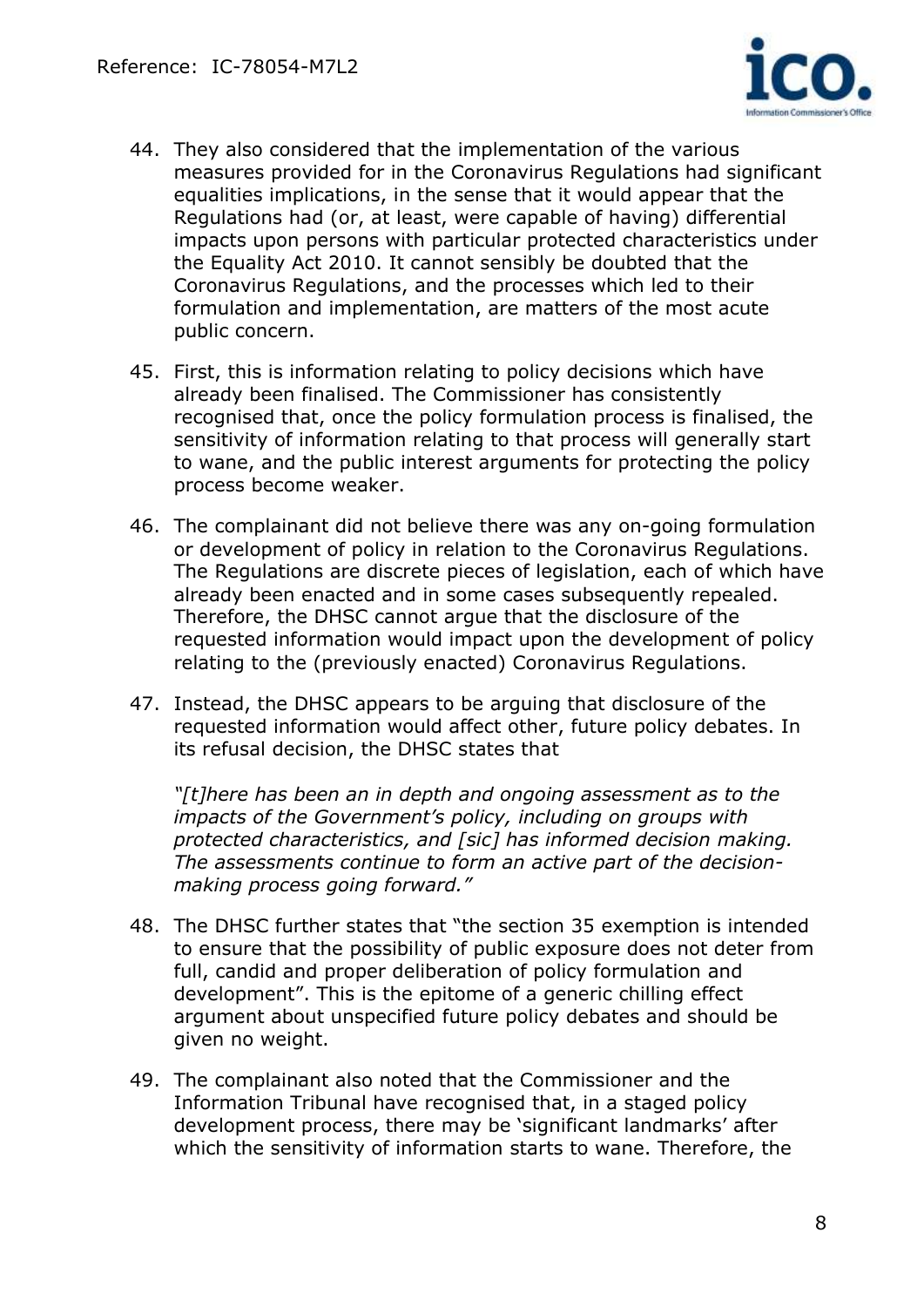44. They also considered that the implementation of the various measures provided for in the Coronavirus Regulations had significant equalities implications, in the sense that it would appear that the Regulations had (or, at least, were capable of having) differential impacts upon persons with particular protected characteristics under the Equality Act 2010. It cannot sensibly be doubted that the Coronavirus Regulations, and the processes which led to their formulation and implementation, are matters of the most acute public concern.

45. First, this is information relating to policy decisions which have already been finalised. The Commissioner has consistently recognised that, once the policy formulation process is finalised, the sensitivity of information relating to that process will generally start to wane, and the public interest arguments for protecting the policy process become weaker.

46. The complainant did not believe there was any on-going formulation or development of policy in relation to the Coronavirus Regulations. The Regulations are discrete pieces of legislation, each of which have already been enacted and in some cases subsequently repealed. Therefore, the DHSC cannot argue that the disclosure of the requested information would impact upon the development of policy relating to the (previously enacted) Coronavirus Regulations.

47. Instead, the DHSC appears to be arguing that disclosure of the requested information would affect other, future policy debates. In its refusal decision, the DHSC states that

    *"[t]here has been an in depth and ongoing assessment as to the impacts of the Government's policy, including on groups with protected characteristics, and [sic] has informed decision making. The assessments continue to form an active part of the decision-making process going forward."*

48. The DHSC further states that "the section 35 exemption is intended to ensure that the possibility of public exposure does not deter from full, candid and proper deliberation of policy formulation and development". This is the epitome of a generic chilling effect argument about unspecified future policy debates and should be given no weight.

49. The complainant also noted that the Commissioner and the Information Tribunal have recognised that, in a staged policy development process, there may be 'significant landmarks' after which the sensitivity of information starts to wane. Therefore, the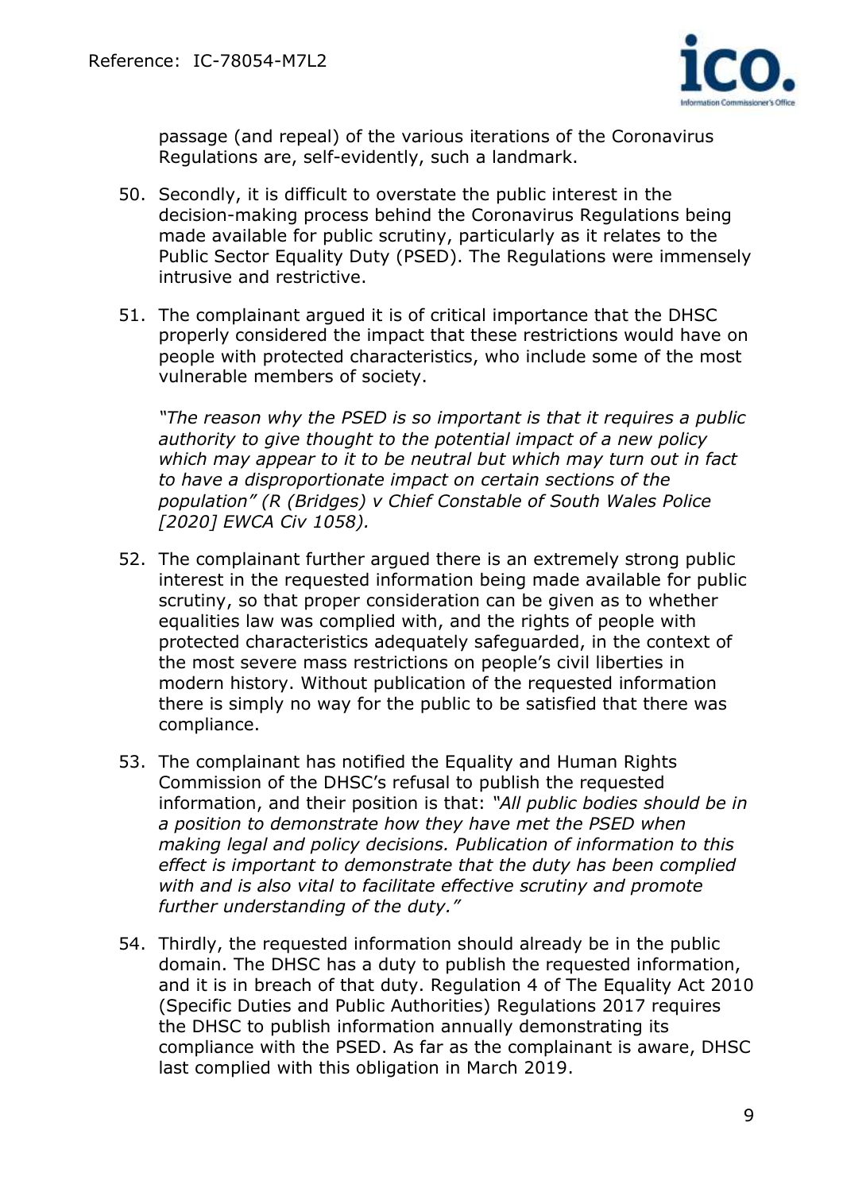passage (and repeal) of the various iterations of the Coronavirus Regulations are, self-evidently, such a landmark.

50. Secondly, it is difficult to overstate the public interest in the decision-making process behind the Coronavirus Regulations being made available for public scrutiny, particularly as it relates to the Public Sector Equality Duty (PSED). The Regulations were immensely intrusive and restrictive.

51. The complainant argued it is of critical importance that the DHSC properly considered the impact that these restrictions would have on people with protected characteristics, who include some of the most vulnerable members of society.

    *"The reason why the PSED is so important is that it requires a public authority to give thought to the potential impact of a new policy which may appear to it to be neutral but which may turn out in fact to have a disproportionate impact on certain sections of the population" (R (Bridges) v Chief Constable of South Wales Police [2020] EWCA Civ 1058).*

52. The complainant further argued there is an extremely strong public interest in the requested information being made available for public scrutiny, so that proper consideration can be given as to whether equalities law was complied with, and the rights of people with protected characteristics adequately safeguarded, in the context of the most severe mass restrictions on people's civil liberties in modern history. Without publication of the requested information there is simply no way for the public to be satisfied that there was compliance.

53. The complainant has notified the Equality and Human Rights Commission of the DHSC's refusal to publish the requested information, and their position is that: *"All public bodies should be in a position to demonstrate how they have met the PSED when making legal and policy decisions. Publication of information to this effect is important to demonstrate that the duty has been complied with and is also vital to facilitate effective scrutiny and promote further understanding of the duty."*

54. Thirdly, the requested information should already be in the public domain. The DHSC has a duty to publish the requested information, and it is in breach of that duty. Regulation 4 of The Equality Act 2010 (Specific Duties and Public Authorities) Regulations 2017 requires the DHSC to publish information annually demonstrating its compliance with the PSED. As far as the complainant is aware, DHSC last complied with this obligation in March 2019.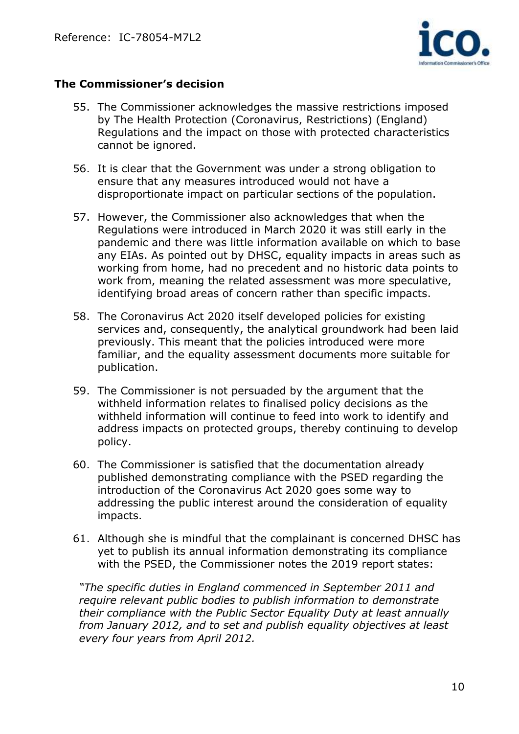**The Commissioner's decision**

55. The Commissioner acknowledges the massive restrictions imposed by The Health Protection (Coronavirus, Restrictions) (England) Regulations and the impact on those with protected characteristics cannot be ignored.

56. It is clear that the Government was under a strong obligation to ensure that any measures introduced would not have a disproportionate impact on particular sections of the population.

57. However, the Commissioner also acknowledges that when the Regulations were introduced in March 2020 it was still early in the pandemic and there was little information available on which to base any EIAs. As pointed out by DHSC, equality impacts in areas such as working from home, had no precedent and no historic data points to work from, meaning the related assessment was more speculative, identifying broad areas of concern rather than specific impacts.

58. The Coronavirus Act 2020 itself developed policies for existing services and, consequently, the analytical groundwork had been laid previously. This meant that the policies introduced were more familiar, and the equality assessment documents more suitable for publication.

59. The Commissioner is not persuaded by the argument that the withheld information relates to finalised policy decisions as the withheld information will continue to feed into work to identify and address impacts on protected groups, thereby continuing to develop policy.

60. The Commissioner is satisfied that the documentation already published demonstrating compliance with the PSED regarding the introduction of the Coronavirus Act 2020 goes some way to addressing the public interest around the consideration of equality impacts.

61. Although she is mindful that the complainant is concerned DHSC has yet to publish its annual information demonstrating its compliance with the PSED, the Commissioner notes the 2019 report states:

*"The specific duties in England commenced in September 2011 and require relevant public bodies to publish information to demonstrate their compliance with the Public Sector Equality Duty at least annually from January 2012, and to set and publish equality objectives at least every four years from April 2012.*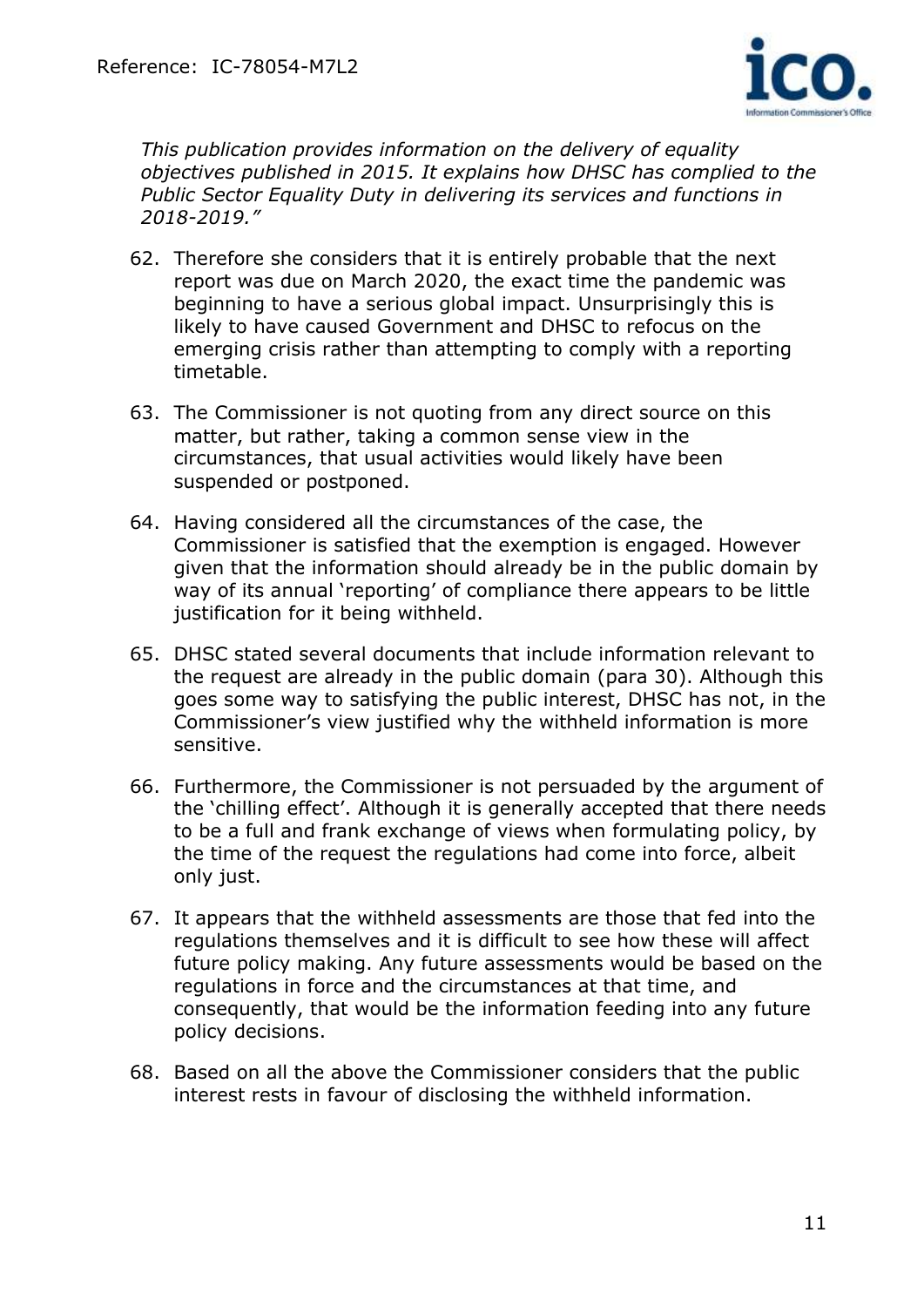*This publication provides information on the delivery of equality objectives published in 2015. It explains how DHSC has complied to the Public Sector Equality Duty in delivering its services and functions in 2018-2019."*

62. Therefore she considers that it is entirely probable that the next report was due on March 2020, the exact time the pandemic was beginning to have a serious global impact. Unsurprisingly this is likely to have caused Government and DHSC to refocus on the emerging crisis rather than attempting to comply with a reporting timetable.

63. The Commissioner is not quoting from any direct source on this matter, but rather, taking a common sense view in the circumstances, that usual activities would likely have been suspended or postponed.

64. Having considered all the circumstances of the case, the Commissioner is satisfied that the exemption is engaged. However given that the information should already be in the public domain by way of its annual 'reporting' of compliance there appears to be little justification for it being withheld.

65. DHSC stated several documents that include information relevant to the request are already in the public domain (para 30). Although this goes some way to satisfying the public interest, DHSC has not, in the Commissioner's view justified why the withheld information is more sensitive.

66. Furthermore, the Commissioner is not persuaded by the argument of the 'chilling effect'. Although it is generally accepted that there needs to be a full and frank exchange of views when formulating policy, by the time of the request the regulations had come into force, albeit only just.

67. It appears that the withheld assessments are those that fed into the regulations themselves and it is difficult to see how these will affect future policy making. Any future assessments would be based on the regulations in force and the circumstances at that time, and consequently, that would be the information feeding into any future policy decisions.

68. Based on all the above the Commissioner considers that the public interest rests in favour of disclosing the withheld information.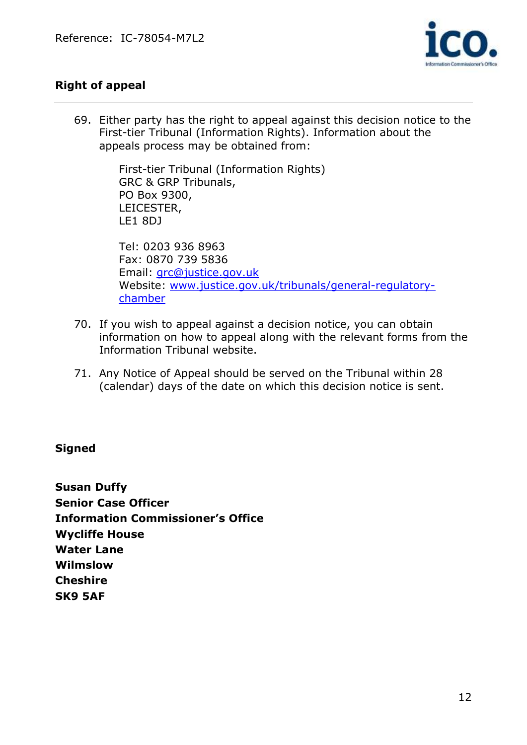## Right of appeal

69. Either party has the right to appeal against this decision notice to the First-tier Tribunal (Information Rights). Information about the appeals process may be obtained from:

    First-tier Tribunal (Information Rights)
    GRC & GRP Tribunals,
    PO Box 9300,
    LEICESTER,
    LE1 8DJ

    Tel: 0203 936 8963
    Fax: 0870 739 5836
    Email: grc@justice.gov.uk
    Website: www.justice.gov.uk/tribunals/general-regulatory-chamber

70. If you wish to appeal against a decision notice, you can obtain information on how to appeal along with the relevant forms from the Information Tribunal website.

71. Any Notice of Appeal should be served on the Tribunal within 28 (calendar) days of the date on which this decision notice is sent.

**Signed**

**Susan Duffy**
**Senior Case Officer**
**Information Commissioner's Office**
**Wycliffe House**
**Water Lane**
**Wilmslow**
**Cheshire**
**SK9 5AF**